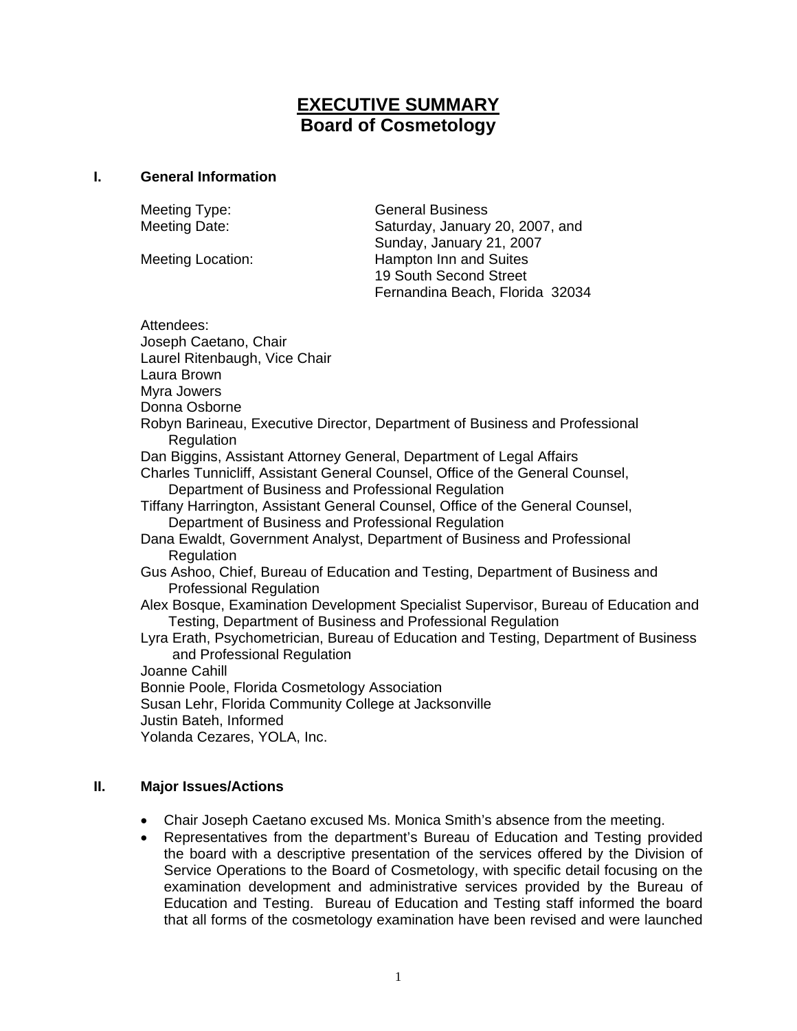# EXECUTIVE SUMMARY
## Board of Cosmetology

### I. General Information

Meeting Type: General Business
Meeting Date: Saturday, January 20, 2007, and Sunday, January 21, 2007
Meeting Location: Hampton Inn and Suites
19 South Second Street
Fernandina Beach, Florida 32034

Attendees:
Joseph Caetano, Chair
Laurel Ritenbaugh, Vice Chair
Laura Brown
Myra Jowers
Donna Osborne
Robyn Barineau, Executive Director, Department of Business and Professional Regulation
Dan Biggins, Assistant Attorney General, Department of Legal Affairs
Charles Tunnicliff, Assistant General Counsel, Office of the General Counsel, Department of Business and Professional Regulation
Tiffany Harrington, Assistant General Counsel, Office of the General Counsel, Department of Business and Professional Regulation
Dana Ewaldt, Government Analyst, Department of Business and Professional Regulation
Gus Ashoo, Chief, Bureau of Education and Testing, Department of Business and Professional Regulation
Alex Bosque, Examination Development Specialist Supervisor, Bureau of Education and Testing, Department of Business and Professional Regulation
Lyra Erath, Psychometrician, Bureau of Education and Testing, Department of Business and Professional Regulation
Joanne Cahill
Bonnie Poole, Florida Cosmetology Association
Susan Lehr, Florida Community College at Jacksonville
Justin Bateh, Informed
Yolanda Cezares, YOLA, Inc.

### II. Major Issues/Actions

- Chair Joseph Caetano excused Ms. Monica Smith's absence from the meeting.
- Representatives from the department's Bureau of Education and Testing provided the board with a descriptive presentation of the services offered by the Division of Service Operations to the Board of Cosmetology, with specific detail focusing on the examination development and administrative services provided by the Bureau of Education and Testing. Bureau of Education and Testing staff informed the board that all forms of the cosmetology examination have been revised and were launched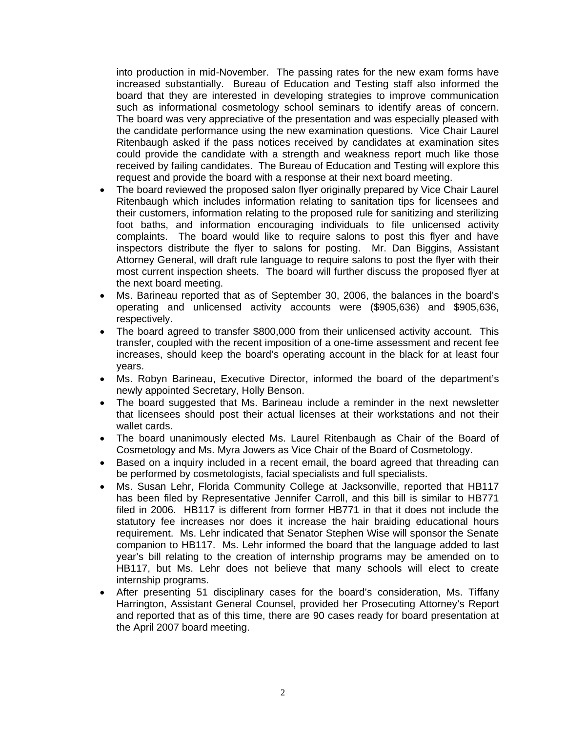into production in mid-November. The passing rates for the new exam forms have increased substantially. Bureau of Education and Testing staff also informed the board that they are interested in developing strategies to improve communication such as informational cosmetology school seminars to identify areas of concern. The board was very appreciative of the presentation and was especially pleased with the candidate performance using the new examination questions. Vice Chair Laurel Ritenbaugh asked if the pass notices received by candidates at examination sites could provide the candidate with a strength and weakness report much like those received by failing candidates. The Bureau of Education and Testing will explore this request and provide the board with a response at their next board meeting.

- The board reviewed the proposed salon flyer originally prepared by Vice Chair Laurel Ritenbaugh which includes information relating to sanitation tips for licensees and their customers, information relating to the proposed rule for sanitizing and sterilizing foot baths, and information encouraging individuals to file unlicensed activity complaints. The board would like to require salons to post this flyer and have inspectors distribute the flyer to salons for posting. Mr. Dan Biggins, Assistant Attorney General, will draft rule language to require salons to post the flyer with their most current inspection sheets. The board will further discuss the proposed flyer at the next board meeting.
- Ms. Barineau reported that as of September 30, 2006, the balances in the board's operating and unlicensed activity accounts were ($905,636) and $905,636, respectively.
- The board agreed to transfer $800,000 from their unlicensed activity account. This transfer, coupled with the recent imposition of a one-time assessment and recent fee increases, should keep the board's operating account in the black for at least four years.
- Ms. Robyn Barineau, Executive Director, informed the board of the department's newly appointed Secretary, Holly Benson.
- The board suggested that Ms. Barineau include a reminder in the next newsletter that licensees should post their actual licenses at their workstations and not their wallet cards.
- The board unanimously elected Ms. Laurel Ritenbaugh as Chair of the Board of Cosmetology and Ms. Myra Jowers as Vice Chair of the Board of Cosmetology.
- Based on a inquiry included in a recent email, the board agreed that threading can be performed by cosmetologists, facial specialists and full specialists.
- Ms. Susan Lehr, Florida Community College at Jacksonville, reported that HB117 has been filed by Representative Jennifer Carroll, and this bill is similar to HB771 filed in 2006. HB117 is different from former HB771 in that it does not include the statutory fee increases nor does it increase the hair braiding educational hours requirement. Ms. Lehr indicated that Senator Stephen Wise will sponsor the Senate companion to HB117. Ms. Lehr informed the board that the language added to last year's bill relating to the creation of internship programs may be amended on to HB117, but Ms. Lehr does not believe that many schools will elect to create internship programs.
- After presenting 51 disciplinary cases for the board's consideration, Ms. Tiffany Harrington, Assistant General Counsel, provided her Prosecuting Attorney's Report and reported that as of this time, there are 90 cases ready for board presentation at the April 2007 board meeting.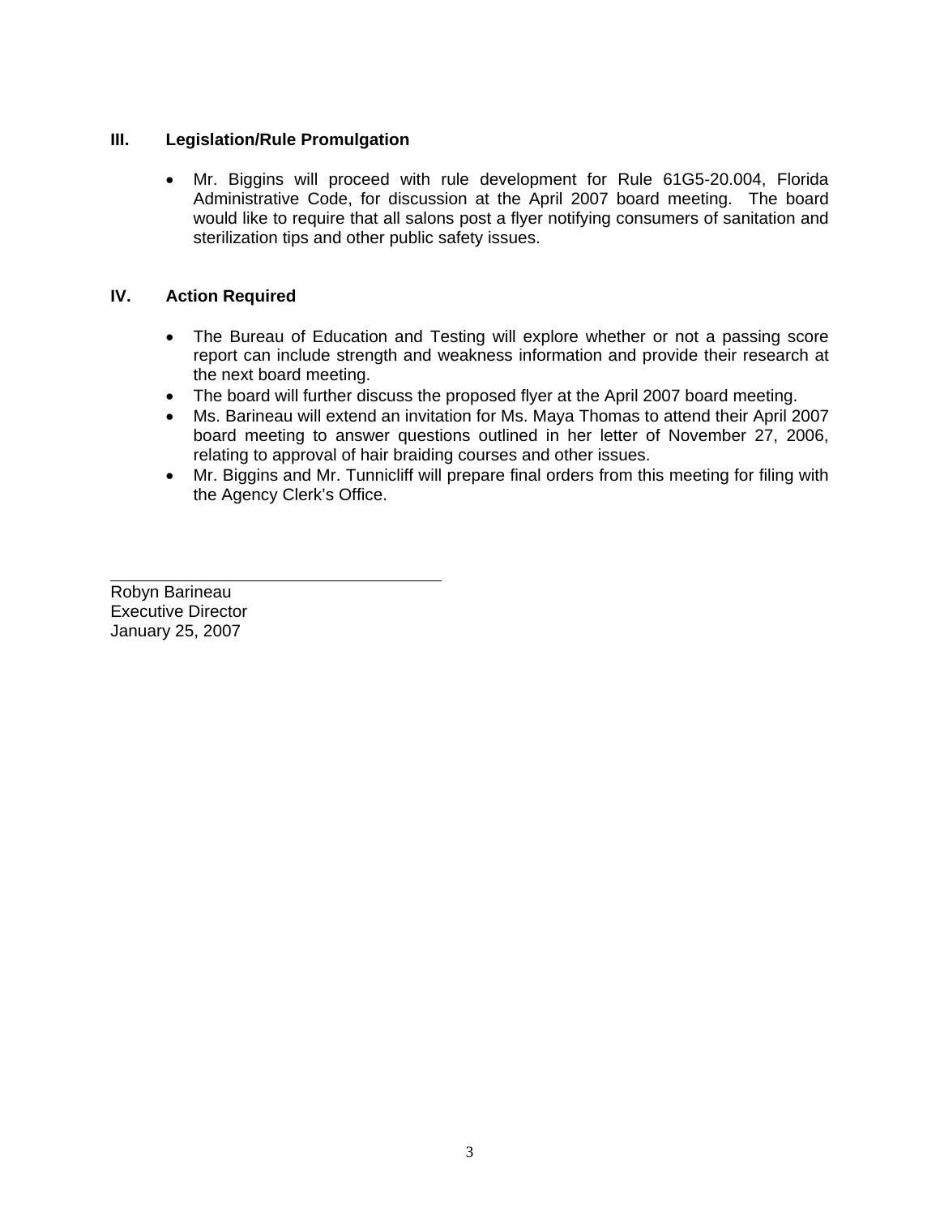## III. Legislation/Rule Promulgation

- Mr. Biggins will proceed with rule development for Rule 61G5-20.004, Florida Administrative Code, for discussion at the April 2007 board meeting. The board would like to require that all salons post a flyer notifying consumers of sanitation and sterilization tips and other public safety issues.

## IV. Action Required

- The Bureau of Education and Testing will explore whether or not a passing score report can include strength and weakness information and provide their research at the next board meeting.
- The board will further discuss the proposed flyer at the April 2007 board meeting.
- Ms. Barineau will extend an invitation for Ms. Maya Thomas to attend their April 2007 board meeting to answer questions outlined in her letter of November 27, 2006, relating to approval of hair braiding courses and other issues.
- Mr. Biggins and Mr. Tunnicliff will prepare final orders from this meeting for filing with the Agency Clerk's Office.

\_\_\_\_\_\_\_\_\_\_\_\_\_\_\_\_\_\_\_\_\_\_\_\_\_\_\_\_\_\_\_\_\_\_\_\_

Robyn Barineau
Executive Director
January 25, 2007